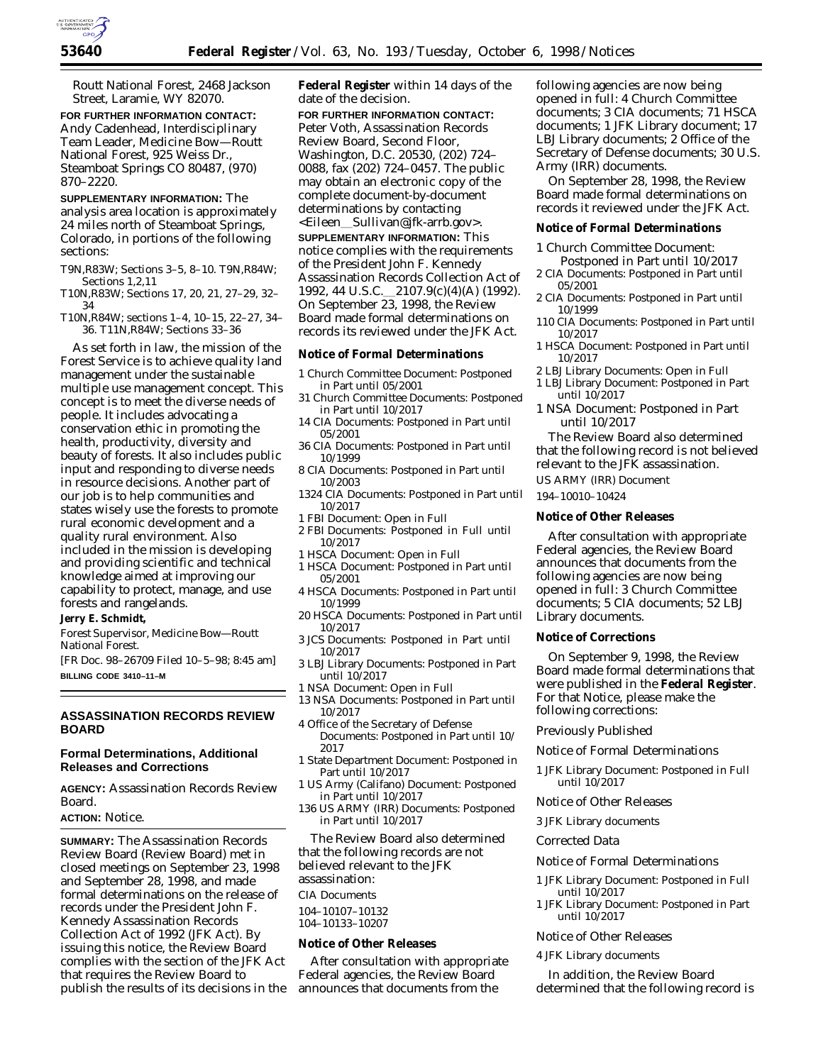Routt National Forest, 2468 Jackson Street, Laramie, WY 82070.

**FOR FURTHER INFORMATION CONTACT:** Andy Cadenhead, Interdisciplinary Team Leader, Medicine Bow—Routt National Forest, 925 Weiss Dr., Steamboat Springs CO 80487, (970) 870–2220.

**SUPPLEMENTARY INFORMATION:** The analysis area location is approximately 24 miles north of Steamboat Springs, Colorado, in portions of the following sections:

T9N,R83W; Sections 3–5, 8–10. T9N,R84W; Sections 1,2,11

T10N,R83W; Sections 17, 20, 21, 27–29, 32–34

T10N,R84W; sections 1–4, 10–15, 22–27, 34–36. T11N,R84W; Sections 33–36

As set forth in law, the mission of the Forest Service is to achieve quality land management under the sustainable multiple use management concept. This concept is to meet the diverse needs of people. It includes advocating a conservation ethic in promoting the health, productivity, diversity and beauty of forests. It also includes public input and responding to diverse needs in resource decisions. Another part of our job is to help communities and states wisely use the forests to promote rural economic development and a quality rural environment. Also included in the mission is developing and providing scientific and technical knowledge aimed at improving our capability to protect, manage, and use forests and rangelands.

**Jerry E. Schmidt,**

*Forest Supervisor, Medicine Bow—Routt National Forest.*

[FR Doc. 98–26709 Filed 10–5–98; 8:45 am]

**BILLING CODE 3410–11–M**

## ASSASSINATION RECORDS REVIEW BOARD

### Formal Determinations, Additional Releases and Corrections

**AGENCY:** Assassination Records Review Board.

**ACTION:** Notice.

**SUMMARY:** The Assassination Records Review Board (Review Board) met in closed meetings on September 23, 1998 and September 28, 1998, and made formal determinations on the release of records under the President John F. Kennedy Assassination Records Collection Act of 1992 (JFK Act). By issuing this notice, the Review Board complies with the section of the JFK Act that requires the Review Board to publish the results of its decisions in the **Federal Register** within 14 days of the date of the decision.

**FOR FURTHER INFORMATION CONTACT:** Peter Voth, Assassination Records Review Board, Second Floor, Washington, D.C. 20530, (202) 724–0088, fax (202) 724–0457. The public may obtain an electronic copy of the complete document-by-document determinations by contacting <Eileen__Sullivan@jfk-arrb.gov>.

**SUPPLEMENTARY INFORMATION:** This notice complies with the requirements of the President John F. Kennedy Assassination Records Collection Act of 1992, 44 U.S.C.__2107.9(c)(4)(A) (1992). On September 23, 1998, the Review Board made formal determinations on records its reviewed under the JFK Act.

**Notice of Formal Determinations**

- 1 Church Committee Document: Postponed in Part until 05/2001
- 31 Church Committee Documents: Postponed in Part until 10/2017
- 14 CIA Documents: Postponed in Part until 05/2001
- 36 CIA Documents: Postponed in Part until 10/1999
- 8 CIA Documents: Postponed in Part until 10/2003
- 1324 CIA Documents: Postponed in Part until 10/2017
- 1 FBI Document: Open in Full
- 2 FBI Documents: Postponed in Full until 10/2017
- 1 HSCA Document: Open in Full
- 1 HSCA Document: Postponed in Part until 05/2001
- 4 HSCA Documents: Postponed in Part until 10/1999
- 20 HSCA Documents: Postponed in Part until 10/2017
- 3 JCS Documents: Postponed in Part until 10/2017
- 3 LBJ Library Documents: Postponed in Part until 10/2017
- 1 NSA Document: Open in Full
- 13 NSA Documents: Postponed in Part until 10/2017
- 4 Office of the Secretary of Defense Documents: Postponed in Part until 10/2017
- 1 State Department Document: Postponed in Part until 10/2017
- 1 US Army (Califano) Document: Postponed in Part until 10/2017
- 136 US ARMY (IRR) Documents: Postponed in Part until 10/2017

The Review Board also determined that the following records are not believed relevant to the JFK assassination:

CIA Documents

104–10107–10132

104–10133–10207

**Notice of Other Releases**

After consultation with appropriate Federal agencies, the Review Board announces that documents from the following agencies are now being opened in full: 4 Church Committee documents; 3 CIA documents; 71 HSCA documents; 1 JFK Library document; 17 LBJ Library documents; 2 Office of the Secretary of Defense documents; 30 U.S. Army (IRR) documents.

On September 28, 1998, the Review Board made formal determinations on records it reviewed under the JFK Act.

**Notice of Formal Determinations**

- 1 Church Committee Document: Postponed in Part until 10/2017
- 2 CIA Documents: Postponed in Part until 05/2001
- 2 CIA Documents: Postponed in Part until 10/1999
- 110 CIA Documents: Postponed in Part until 10/2017
- 1 HSCA Document: Postponed in Part until 10/2017
- 2 LBJ Library Documents: Open in Full
- 1 LBJ Library Document: Postponed in Part until 10/2017
- 1 NSA Document: Postponed in Part until 10/2017

The Review Board also determined that the following record is not believed relevant to the JFK assassination.

US ARMY (IRR) Document

194–10010–10424

**Notice of Other Releases**

After consultation with appropriate Federal agencies, the Review Board announces that documents from the following agencies are now being opened in full: 3 Church Committee documents; 5 CIA documents; 52 LBJ Library documents.

**Notice of Corrections**

On September 9, 1998, the Review Board made formal determinations that were published in the **Federal Register**. For that Notice, please make the following corrections:

*Previously Published*

*Notice of Formal Determinations*

1 JFK Library Document: Postponed in Full until 10/2017

*Notice of Other Releases*

3 JFK Library documents

*Corrected Data*

*Notice of Formal Determinations*

- 1 JFK Library Document: Postponed in Full until 10/2017
- 1 JFK Library Document: Postponed in Part until 10/2017

*Notice of Other Releases*

4 JFK Library documents

In addition, the Review Board determined that the following record is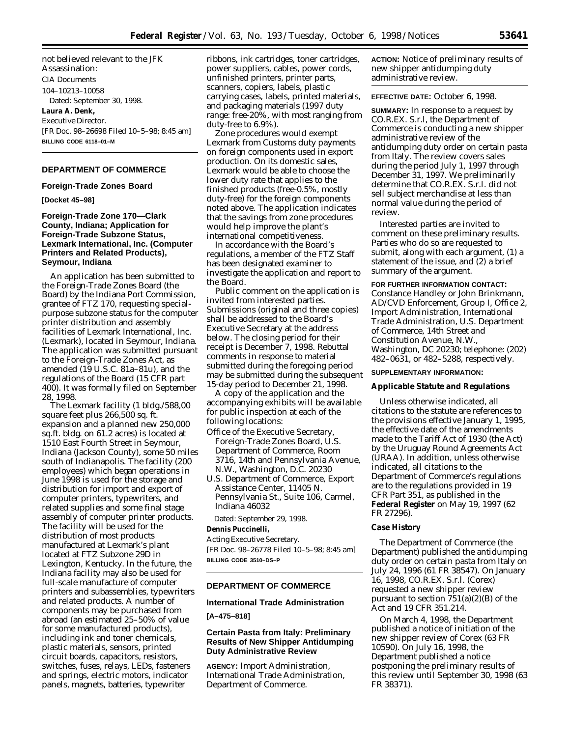not believed relevant to the JFK Assassination:

CIA Documents

104–10213–10058

Dated: September 30, 1998.

**Laura A. Denk,**

*Executive Director.*

[FR Doc. 98–26698 Filed 10–5–98; 8:45 am]

**BILLING CODE 6118–01–M**

---

## DEPARTMENT OF COMMERCE

### Foreign-Trade Zones Board

**[Docket 45–98]**

### Foreign-Trade Zone 170—Clark County, Indiana; Application for Foreign-Trade Subzone Status, Lexmark International, Inc. (Computer Printers and Related Products), Seymour, Indiana

An application has been submitted to the Foreign-Trade Zones Board (the Board) by the Indiana Port Commission, grantee of FTZ 170, requesting special-purpose subzone status for the computer printer distribution and assembly facilities of Lexmark International, Inc. (Lexmark), located in Seymour, Indiana. The application was submitted pursuant to the Foreign-Trade Zones Act, as amended (19 U.S.C. 81a–81u), and the regulations of the Board (15 CFR part 400). It was formally filed on September 28, 1998.

The Lexmark facility (1 bldg./588,00 square feet plus 266,500 sq. ft. expansion and a planned new 250,000 sq.ft. bldg. on 61.2 acres) is located at 1510 East Fourth Street in Seymour, Indiana (Jackson County), some 50 miles south of Indianapolis. The facility (200 employees) which began operations in June 1998 is used for the storage and distribution for import and export of computer printers, typewriters, and related supplies and some final stage assembly of computer printer products. The facility will be used for the distribution of most products manufactured at Lexmark's plant located at FTZ Subzone 29D in Lexington, Kentucky. In the future, the Indiana facility may also be used for full-scale manufacture of computer printers and subassemblies, typewriters and related products. A number of components may be purchased from abroad (an estimated 25–50% of value for some manufactured products), including ink and toner chemicals, plastic materials, sensors, printed circuit boards, capacitors, resistors, switches, fuses, relays, LEDs, fasteners and springs, electric motors, indicator panels, magnets, batteries, typewriter ribbons, ink cartridges, toner cartridges, power suppliers, cables, power cords, unfinished printers, printer parts, scanners, copiers, labels, plastic carrying cases, labels, printed materials, and packaging materials (1997 duty range: free-20%, with most ranging from duty-free to 6.9%).

Zone procedures would exempt Lexmark from Customs duty payments on foreign components used in export production. On its domestic sales, Lexmark would be able to choose the lower duty rate that applies to the finished products (free-0.5%, mostly duty-free) for the foreign components noted above. The application indicates that the savings from zone procedures would help improve the plant's international competitiveness.

In accordance with the Board's regulations, a member of the FTZ Staff has been designated examiner to investigate the application and report to the Board.

Public comment on the application is invited from interested parties. Submissions (original and three copies) shall be addressed to the Board's Executive Secretary at the address below. The closing period for their receipt is December 7, 1998. Rebuttal comments in response to material submitted during the foregoing period may be submitted during the subsequent 15-day period to December 21, 1998.

A copy of the application and the accompanying exhibits will be available for public inspection at each of the following locations:

- Office of the Executive Secretary, Foreign-Trade Zones Board, U.S. Department of Commerce, Room 3716, 14th and Pennsylvania Avenue, N.W., Washington, D.C. 20230
- U.S. Department of Commerce, Export Assistance Center, 11405 N. Pennsylvania St., Suite 106, Carmel, Indiana 46032

Dated: September 29, 1998.

**Dennis Puccinelli,**

*Acting Executive Secretary.*

[FR Doc. 98–26778 Filed 10–5–98; 8:45 am]

**BILLING CODE 3510–DS–P**

---

## DEPARTMENT OF COMMERCE

### International Trade Administration

**[A–475–818]**

### Certain Pasta from Italy: Preliminary Results of New Shipper Antidumping Duty Administrative Review

**AGENCY:** Import Administration, International Trade Administration, Department of Commerce.

**ACTION:** Notice of preliminary results of new shipper antidumping duty administrative review.

**EFFECTIVE DATE:** October 6, 1998.

**SUMMARY:** In response to a request by CO.R.EX. S.r.l, the Department of Commerce is conducting a new shipper administrative review of the antidumping duty order on certain pasta from Italy. The review covers sales during the period July 1, 1997 through December 31, 1997. We preliminarily determine that CO.R.EX. S.r.l. did not sell subject merchandise at less than normal value during the period of review.

Interested parties are invited to comment on these preliminary results. Parties who do so are requested to submit, along with each argument, (1) a statement of the issue, and (2) a brief summary of the argument.

**FOR FURTHER INFORMATION CONTACT:** Constance Handley or John Brinkmann, AD/CVD Enforcement, Group I, Office 2, Import Administration, International Trade Administration, U.S. Department of Commerce, 14th Street and Constitution Avenue, N.W., Washington, DC 20230; telephone: (202) 482–0631, or 482–5288, respectively.

**SUPPLEMENTARY INFORMATION:**

#### Applicable Statute and Regulations

Unless otherwise indicated, all citations to the statute are references to the provisions effective January 1, 1995, the effective date of the amendments made to the Tariff Act of 1930 (the Act) by the Uruguay Round Agreements Act (URAA). In addition, unless otherwise indicated, all citations to the Department of Commerce's regulations are to the regulations provided in 19 CFR Part 351, as published in the **Federal Register** on May 19, 1997 (62 FR 27296).

#### Case History

The Department of Commerce (the Department) published the antidumping duty order on certain pasta from Italy on July 24, 1996 (61 FR 38547). On January 16, 1998, CO.R.EX. S.r.l. (Corex) requested a new shipper review pursuant to section 751(a)(2)(B) of the Act and 19 CFR 351.214.

On March 4, 1998, the Department published a notice of initiation of the new shipper review of Corex (63 FR 10590). On July 16, 1998, the Department published a notice postponing the preliminary results of this review until September 30, 1998 (63 FR 38371).